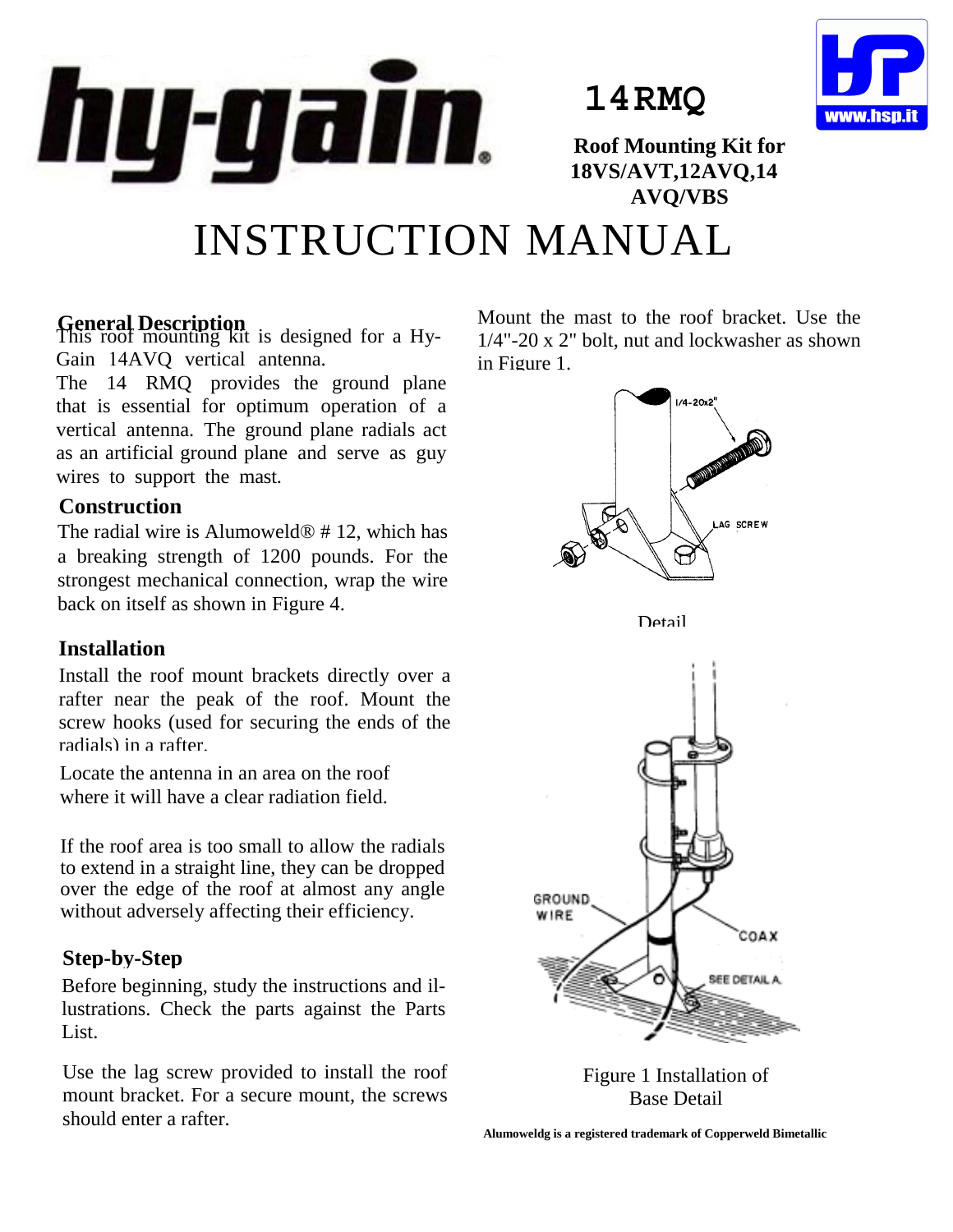**hy-gain**

# 14RMQ

**Roof Mounting Kit for 18VS/AVT,12AVQ,14 AVQ/VBS**

# INSTRUCTION MANUAL

## General Description

This roof mounting kit is designed for a Hy-Gain 14AVQ vertical antenna.

The 14 RMQ provides the ground plane that is essential for optimum operation of a vertical antenna. The ground plane radials act as an artificial ground plane and serve as guy wires to support the mast.

## Construction

The radial wire is Alumoweld® # 12, which has a breaking strength of 1200 pounds. For the strongest mechanical connection, wrap the wire back on itself as shown in Figure 4.

## Installation

Install the roof mount brackets directly over a rafter near the peak of the roof. Mount the screw hooks (used for securing the ends of the radials) in a rafter.

Locate the antenna in an area on the roof where it will have a clear radiation field.

If the roof area is too small to allow the radials to extend in a straight line, they can be dropped over the edge of the roof at almost any angle without adversely affecting their efficiency.

## Step-by-Step

Before beginning, study the instructions and illustrations. Check the parts against the Parts List.

Use the lag screw provided to install the roof mount bracket. For a secure mount, the screws should enter a rafter.

Mount the mast to the roof bracket. Use the 1/4"-20 x 2" bolt, nut and lockwasher as shown in Figure 1.

1/4-20x2"

LAG SCREW

Detail

GROUND WIRE

COAX

SEE DETAIL A

Figure 1 Installation of Base Detail

**Alumoweldg is a registered trademark of Copperweld Bimetallic**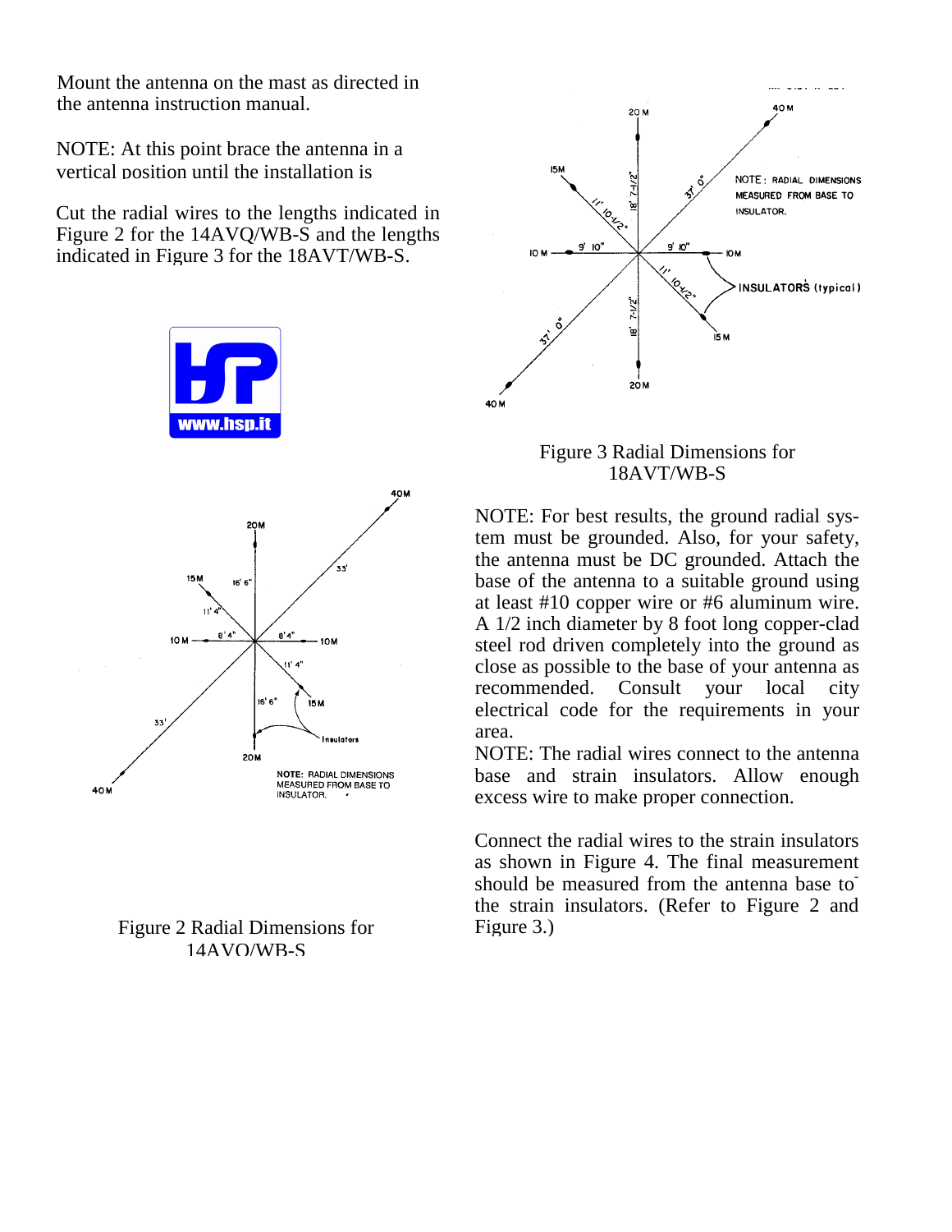Mount the antenna on the mast as directed in the antenna instruction manual.

NOTE: At this point brace the antenna in a vertical position until the installation is

Cut the radial wires to the lengths indicated in Figure 2 for the 14AVQ/WB-S and the lengths indicated in Figure 3 for the 18AVT/WB-S.

Figure 2 Radial Dimensions for 14AVQ/WB-S

Figure 3 Radial Dimensions for 18AVT/WB-S

NOTE: For best results, the ground radial system must be grounded. Also, for your safety, the antenna must be DC grounded. Attach the base of the antenna to a suitable ground using at least #10 copper wire or #6 aluminum wire. A 1/2 inch diameter by 8 foot long copper-clad steel rod driven completely into the ground as close as possible to the base of your antenna as recommended. Consult your local city electrical code for the requirements in your area.

NOTE: The radial wires connect to the antenna base and strain insulators. Allow enough excess wire to make proper connection.

Connect the radial wires to the strain insulators as shown in Figure 4. The final measurement should be measured from the antenna base to the strain insulators. (Refer to Figure 2 and Figure 3.)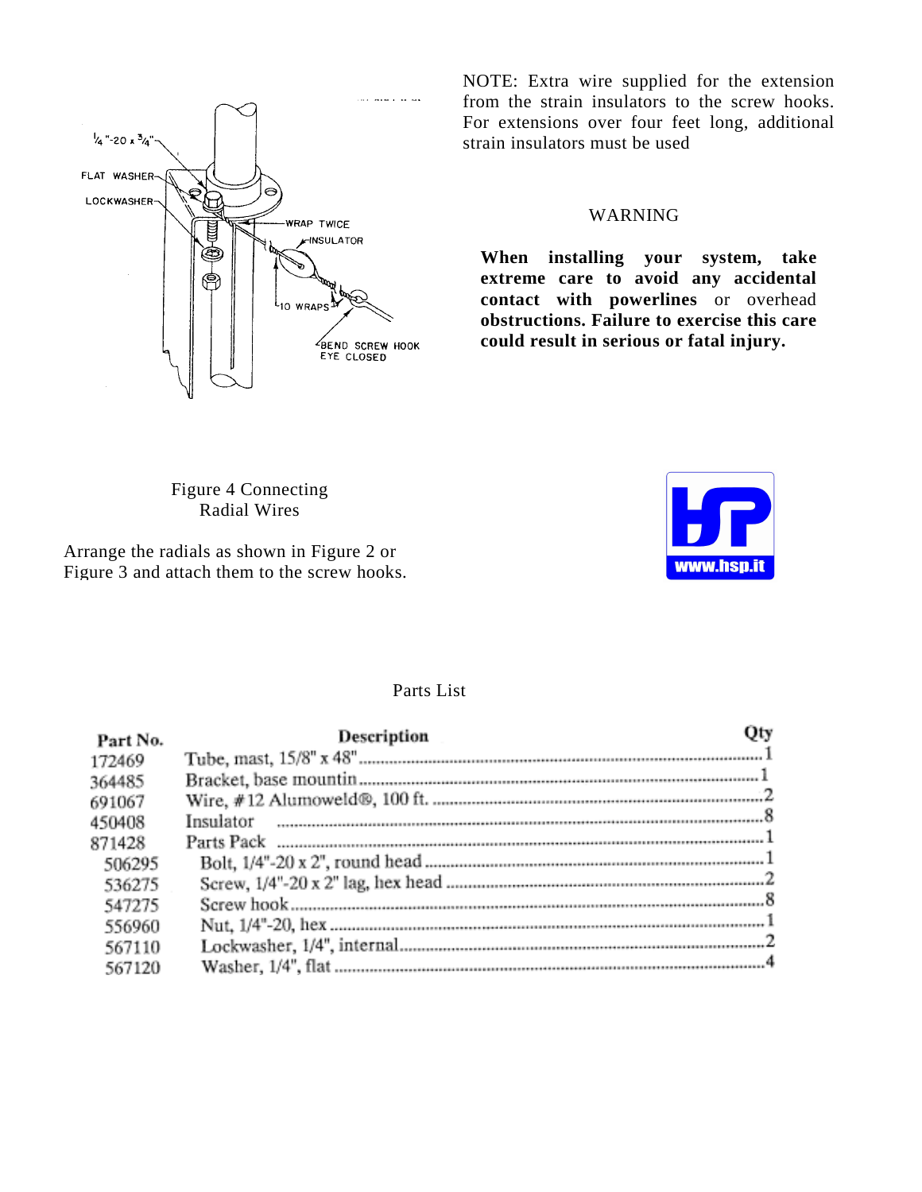NOTE: Extra wire supplied for the extension from the strain insulators to the screw hooks. For extensions over four feet long, additional strain insulators must be used

WARNING

**When installing your system, take extreme care to avoid any accidental contact with powerlines** or overhead **obstructions. Failure to exercise this care could result in serious or fatal injury.**

Figure 4 Connecting Radial Wires

Arrange the radials as shown in Figure 2 or Figure 3 and attach them to the screw hooks.

## Parts List

| Part No. | Description | Qty |
|---|---|---|
| 172469 | Tube, mast, 15/8" x 48" | 1 |
| 364485 | Bracket, base mountin | 1 |
| 691067 | Wire, #12 Alumoweld®, 100 ft. | 2 |
| 450408 | Insulator | 8 |
| 871428 | Parts Pack | 1 |
| 506295 | Bolt, 1/4"-20 x 2", round head | 1 |
| 536275 | Screw, 1/4"-20 x 2" lag, hex head | 2 |
| 547275 | Screw hook | 8 |
| 556960 | Nut, 1/4"-20, hex | 1 |
| 567110 | Lockwasher, 1/4", internal | 2 |
| 567120 | Washer, 1/4", flat | 4 |